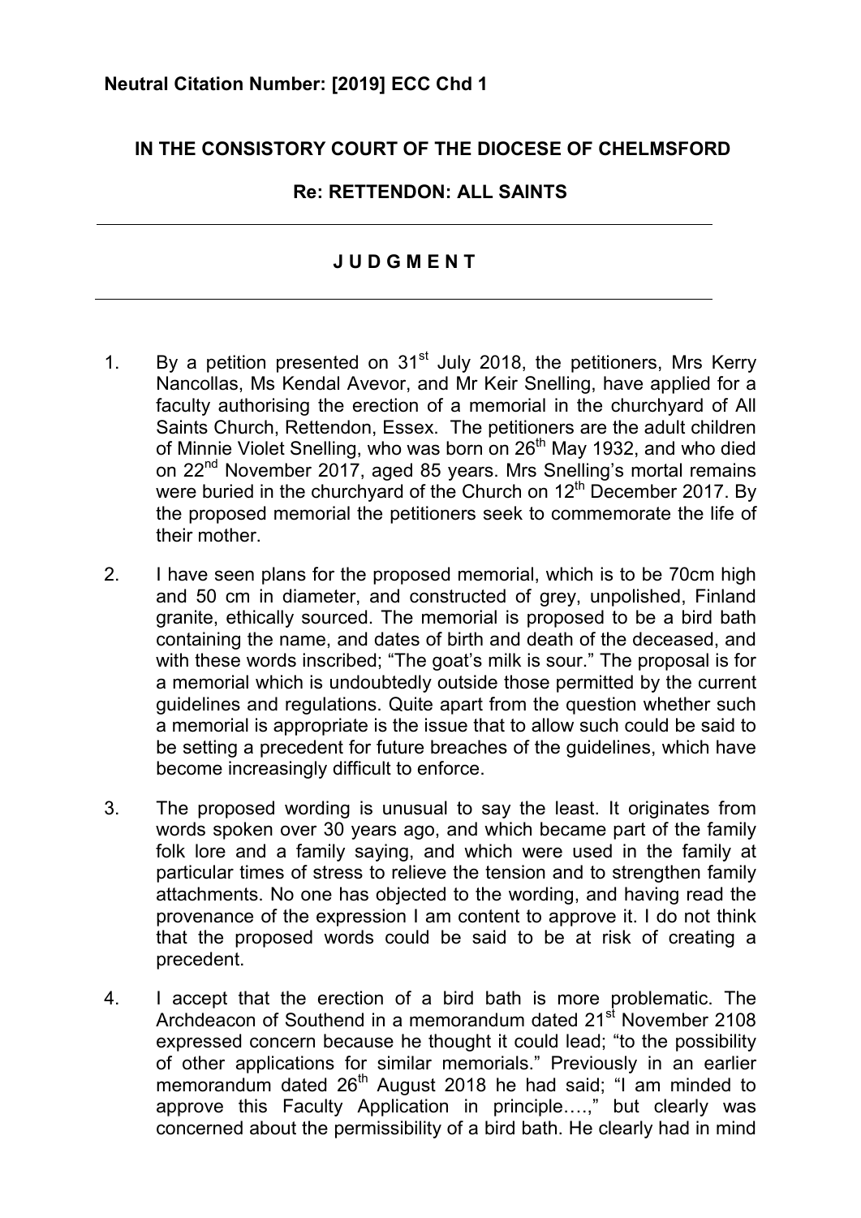**Neutral Citation Number: [2019] ECC Chd 1**

**IN THE CONSISTORY COURT OF THE DIOCESE OF CHELMSFORD**

**Re: RETTENDON: ALL SAINTS**

---

**J U D G M E N T**

---

1. By a petition presented on 31st July 2018, the petitioners, Mrs Kerry Nancollas, Ms Kendal Avevor, and Mr Keir Snelling, have applied for a faculty authorising the erection of a memorial in the churchyard of All Saints Church, Rettendon, Essex. The petitioners are the adult children of Minnie Violet Snelling, who was born on 26th May 1932, and who died on 22nd November 2017, aged 85 years. Mrs Snelling's mortal remains were buried in the churchyard of the Church on 12th December 2017. By the proposed memorial the petitioners seek to commemorate the life of their mother.

2. I have seen plans for the proposed memorial, which is to be 70cm high and 50 cm in diameter, and constructed of grey, unpolished, Finland granite, ethically sourced. The memorial is proposed to be a bird bath containing the name, and dates of birth and death of the deceased, and with these words inscribed; "The goat's milk is sour." The proposal is for a memorial which is undoubtedly outside those permitted by the current guidelines and regulations. Quite apart from the question whether such a memorial is appropriate is the issue that to allow such could be said to be setting a precedent for future breaches of the guidelines, which have become increasingly difficult to enforce.

3. The proposed wording is unusual to say the least. It originates from words spoken over 30 years ago, and which became part of the family folk lore and a family saying, and which were used in the family at particular times of stress to relieve the tension and to strengthen family attachments. No one has objected to the wording, and having read the provenance of the expression I am content to approve it. I do not think that the proposed words could be said to be at risk of creating a precedent.

4. I accept that the erection of a bird bath is more problematic. The Archdeacon of Southend in a memorandum dated 21st November 2108 expressed concern because he thought it could lead; "to the possibility of other applications for similar memorials." Previously in an earlier memorandum dated 26th August 2018 he had said; "I am minded to approve this Faculty Application in principle….," but clearly was concerned about the permissibility of a bird bath. He clearly had in mind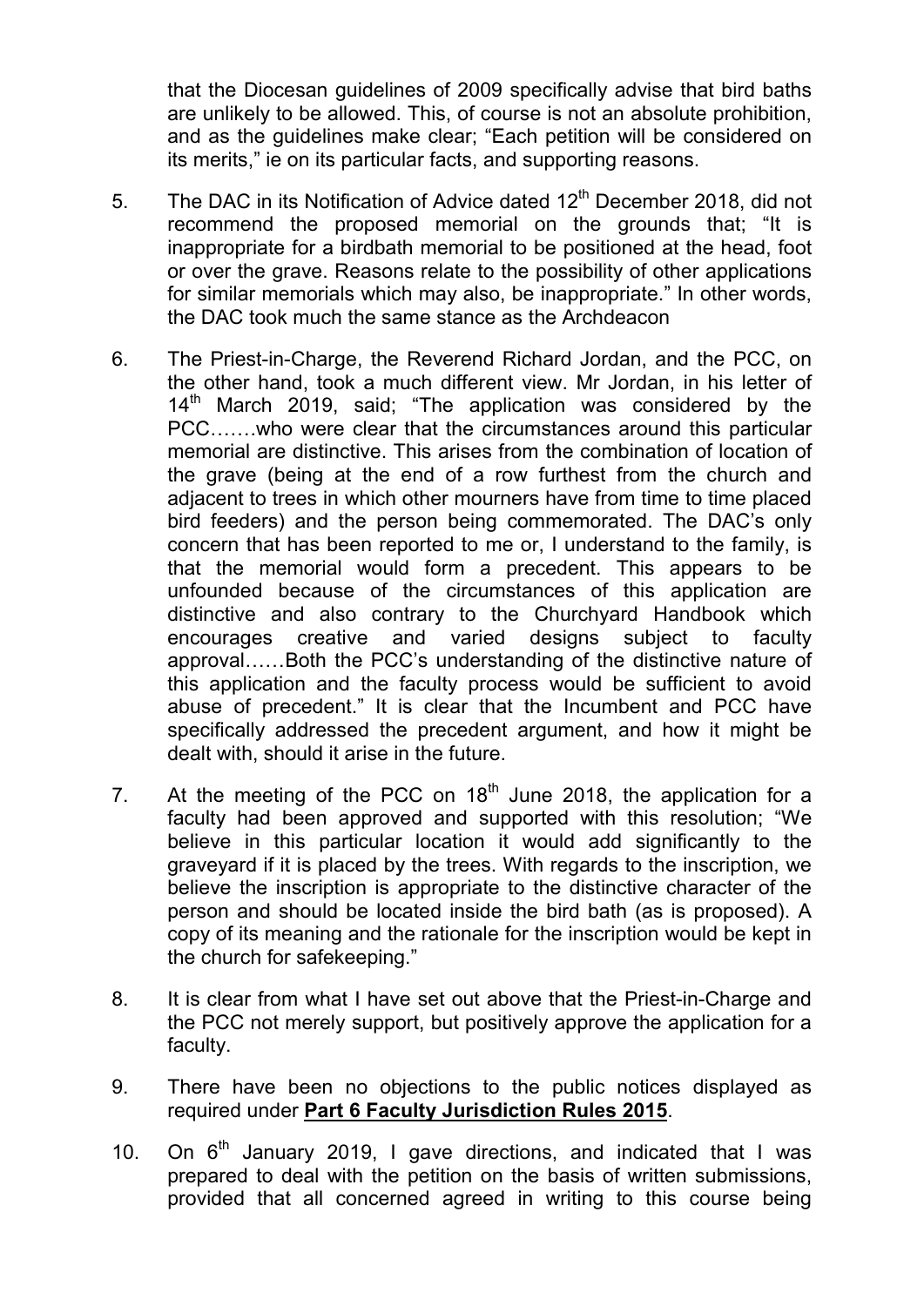that the Diocesan guidelines of 2009 specifically advise that bird baths are unlikely to be allowed. This, of course is not an absolute prohibition, and as the guidelines make clear; "Each petition will be considered on its merits," ie on its particular facts, and supporting reasons.

5. The DAC in its Notification of Advice dated 12th December 2018, did not recommend the proposed memorial on the grounds that; "It is inappropriate for a birdbath memorial to be positioned at the head, foot or over the grave. Reasons relate to the possibility of other applications for similar memorials which may also, be inappropriate." In other words, the DAC took much the same stance as the Archdeacon

6. The Priest-in-Charge, the Reverend Richard Jordan, and the PCC, on the other hand, took a much different view. Mr Jordan, in his letter of 14th March 2019, said; "The application was considered by the PCC…….who were clear that the circumstances around this particular memorial are distinctive. This arises from the combination of location of the grave (being at the end of a row furthest from the church and adjacent to trees in which other mourners have from time to time placed bird feeders) and the person being commemorated. The DAC's only concern that has been reported to me or, I understand to the family, is that the memorial would form a precedent. This appears to be unfounded because of the circumstances of this application are distinctive and also contrary to the Churchyard Handbook which encourages creative and varied designs subject to faculty approval……Both the PCC's understanding of the distinctive nature of this application and the faculty process would be sufficient to avoid abuse of precedent." It is clear that the Incumbent and PCC have specifically addressed the precedent argument, and how it might be dealt with, should it arise in the future.

7. At the meeting of the PCC on 18th June 2018, the application for a faculty had been approved and supported with this resolution; "We believe in this particular location it would add significantly to the graveyard if it is placed by the trees. With regards to the inscription, we believe the inscription is appropriate to the distinctive character of the person and should be located inside the bird bath (as is proposed). A copy of its meaning and the rationale for the inscription would be kept in the church for safekeeping."

8. It is clear from what I have set out above that the Priest-in-Charge and the PCC not merely support, but positively approve the application for a faculty.

9. There have been no objections to the public notices displayed as required under **Part 6 Faculty Jurisdiction Rules 2015**.

10. On 6th January 2019, I gave directions, and indicated that I was prepared to deal with the petition on the basis of written submissions, provided that all concerned agreed in writing to this course being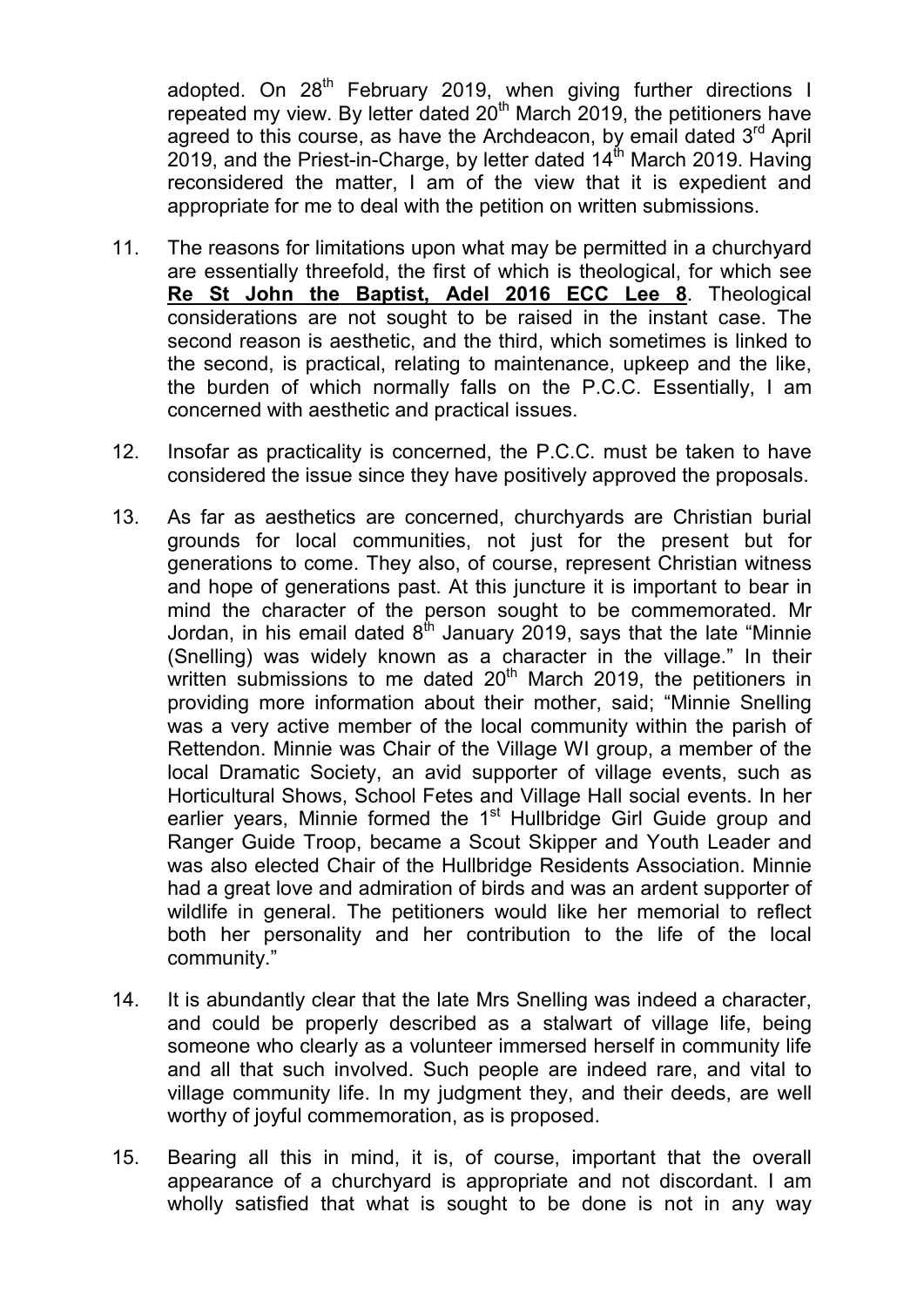adopted. On 28th February 2019, when giving further directions I repeated my view. By letter dated 20th March 2019, the petitioners have agreed to this course, as have the Archdeacon, by email dated 3rd April 2019, and the Priest-in-Charge, by letter dated 14th March 2019. Having reconsidered the matter, I am of the view that it is expedient and appropriate for me to deal with the petition on written submissions.

11. The reasons for limitations upon what may be permitted in a churchyard are essentially threefold, the first of which is theological, for which see **Re St John the Baptist, Adel 2016 ECC Lee 8**. Theological considerations are not sought to be raised in the instant case. The second reason is aesthetic, and the third, which sometimes is linked to the second, is practical, relating to maintenance, upkeep and the like, the burden of which normally falls on the P.C.C. Essentially, I am concerned with aesthetic and practical issues.

12. Insofar as practicality is concerned, the P.C.C. must be taken to have considered the issue since they have positively approved the proposals.

13. As far as aesthetics are concerned, churchyards are Christian burial grounds for local communities, not just for the present but for generations to come. They also, of course, represent Christian witness and hope of generations past. At this juncture it is important to bear in mind the character of the person sought to be commemorated. Mr Jordan, in his email dated 8th January 2019, says that the late "Minnie (Snelling) was widely known as a character in the village." In their written submissions to me dated 20th March 2019, the petitioners in providing more information about their mother, said; "Minnie Snelling was a very active member of the local community within the parish of Rettendon. Minnie was Chair of the Village WI group, a member of the local Dramatic Society, an avid supporter of village events, such as Horticultural Shows, School Fetes and Village Hall social events. In her earlier years, Minnie formed the 1st Hullbridge Girl Guide group and Ranger Guide Troop, became a Scout Skipper and Youth Leader and was also elected Chair of the Hullbridge Residents Association. Minnie had a great love and admiration of birds and was an ardent supporter of wildlife in general. The petitioners would like her memorial to reflect both her personality and her contribution to the life of the local community."

14. It is abundantly clear that the late Mrs Snelling was indeed a character, and could be properly described as a stalwart of village life, being someone who clearly as a volunteer immersed herself in community life and all that such involved. Such people are indeed rare, and vital to village community life. In my judgment they, and their deeds, are well worthy of joyful commemoration, as is proposed.

15. Bearing all this in mind, it is, of course, important that the overall appearance of a churchyard is appropriate and not discordant. I am wholly satisfied that what is sought to be done is not in any way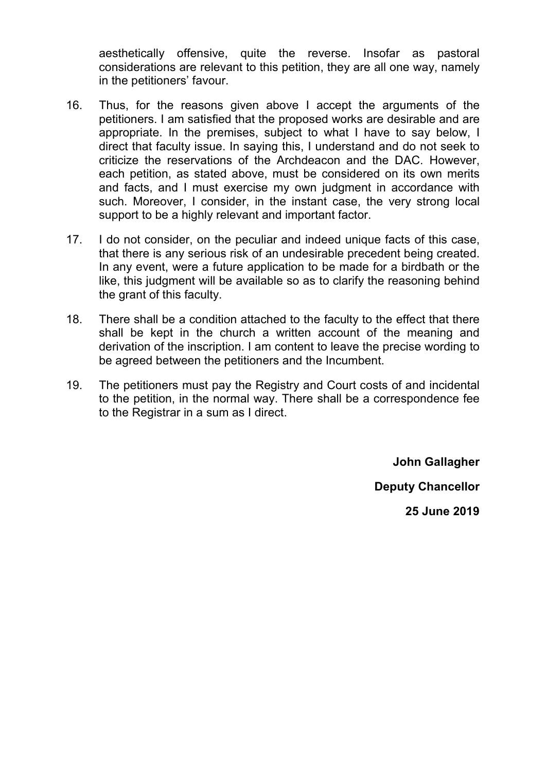aesthetically offensive, quite the reverse. Insofar as pastoral considerations are relevant to this petition, they are all one way, namely in the petitioners' favour.

16. Thus, for the reasons given above I accept the arguments of the petitioners. I am satisfied that the proposed works are desirable and are appropriate. In the premises, subject to what I have to say below, I direct that faculty issue. In saying this, I understand and do not seek to criticize the reservations of the Archdeacon and the DAC. However, each petition, as stated above, must be considered on its own merits and facts, and I must exercise my own judgment in accordance with such. Moreover, I consider, in the instant case, the very strong local support to be a highly relevant and important factor.

17. I do not consider, on the peculiar and indeed unique facts of this case, that there is any serious risk of an undesirable precedent being created. In any event, were a future application to be made for a birdbath or the like, this judgment will be available so as to clarify the reasoning behind the grant of this faculty.

18. There shall be a condition attached to the faculty to the effect that there shall be kept in the church a written account of the meaning and derivation of the inscription. I am content to leave the precise wording to be agreed between the petitioners and the Incumbent.

19. The petitioners must pay the Registry and Court costs of and incidental to the petition, in the normal way. There shall be a correspondence fee to the Registrar in a sum as I direct.

**John Gallagher**

**Deputy Chancellor**

**25 June 2019**